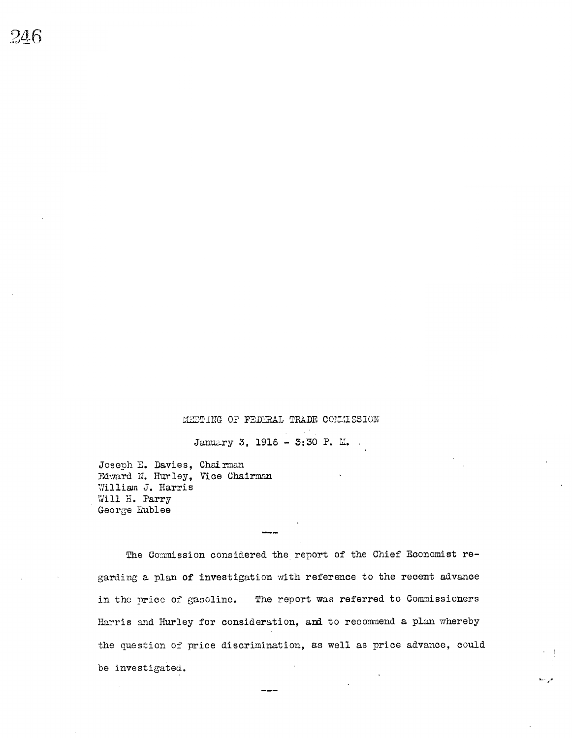# MEETING OF FEDERAL TRADE COMMISSION

January 3, 1916 - 3:30 P. M.

Joseph E. Davies, Chairman
Edward N. Hurley, Vice Chairman
William J. Harris
Will H. Parry
George Rublee

---

The Commission considered the report of the Chief Economist regarding a plan of investigation with reference to the recent advance in the price of gasoline. The report was referred to Commissioners Harris and Hurley for consideration, and to recommend a plan whereby the question of price discrimination, as well as price advance, could be investigated.

---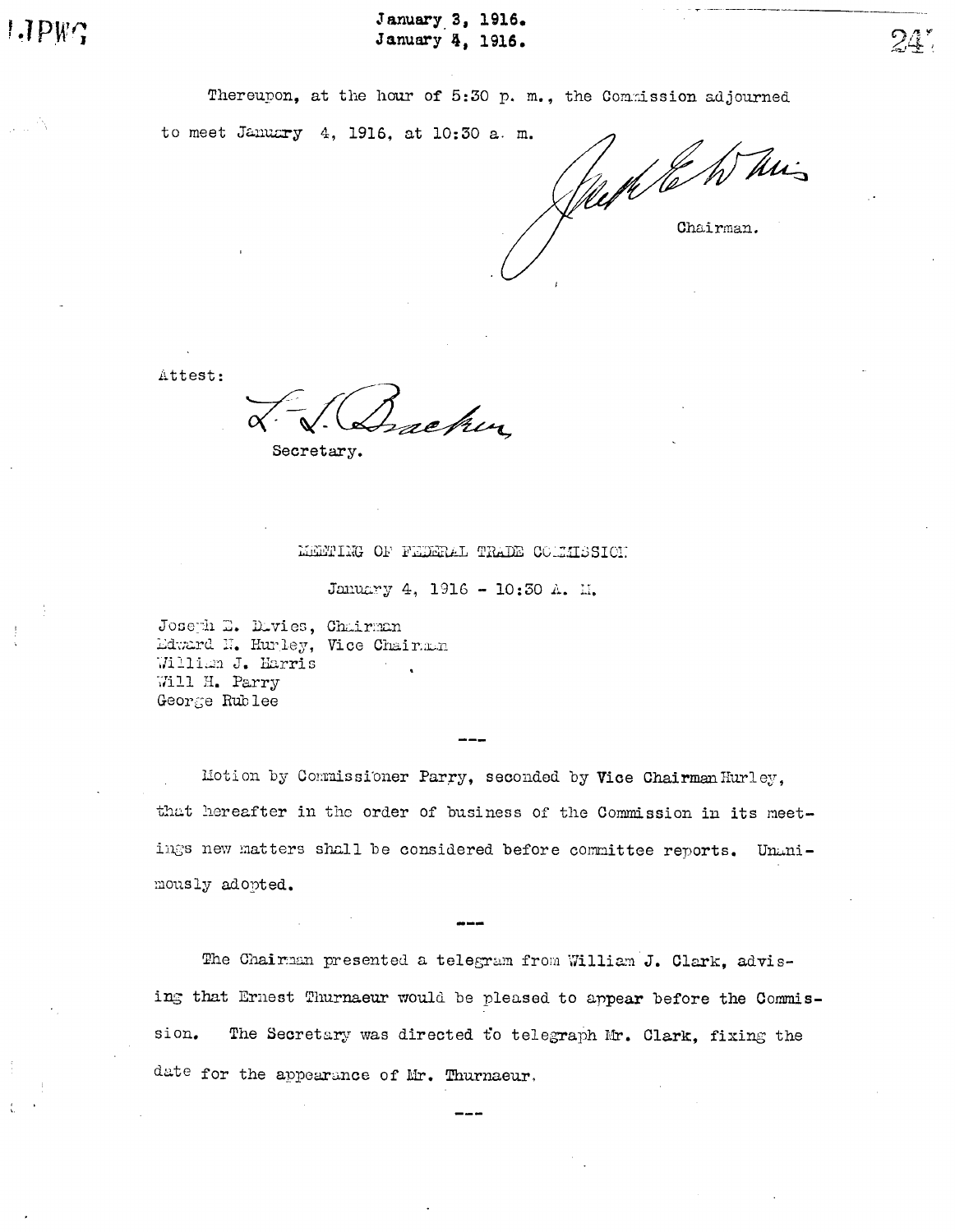Thereupon, at the hour of 5:30 p. m., the Commission adjourned to meet January 4, 1916, at 10:30 a. m.

Chairman.

Attest:

Secretary.

## MEETING OF FEDERAL TRADE COMMISSION

January 4, 1916 - 10:30 A. M.

Joseph E. Davies, Chairman
Edward N. Hurley, Vice Chairman
William J. Harris
Will H. Parry
George Rublee

---

Motion by Commissioner Parry, seconded by Vice Chairman Hurley, that hereafter in the order of business of the Commission in its meetings new matters shall be considered before committee reports. Unanimously adopted.

---

The Chairman presented a telegram from William J. Clark, advising that Ernest Thurnaeur would be pleased to appear before the Commission. The Secretary was directed to telegraph Mr. Clark, fixing the date for the appearance of Mr. Thurnaeur.

---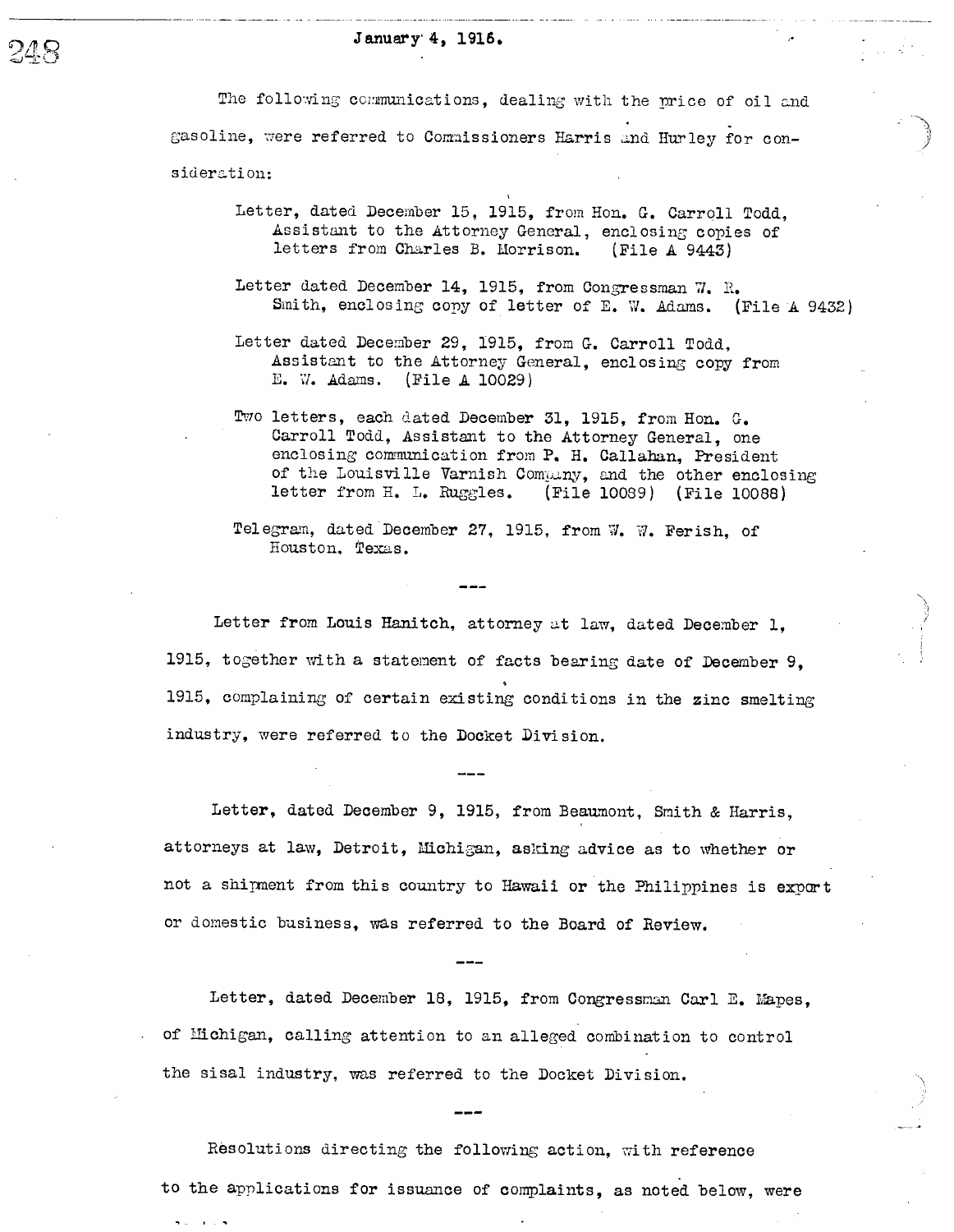January 4, 1916.

The following communications, dealing with the price of oil and gasoline, were referred to Commissioners Harris and Hurley for consideration:

> Letter, dated December 15, 1915, from Hon. G. Carroll Todd, Assistant to the Attorney General, enclosing copies of letters from Charles B. Morrison. (File A 9443)
>
> Letter dated December 14, 1915, from Congressman W. R. Smith, enclosing copy of letter of E. W. Adams. (File A 9432)
>
> Letter dated December 29, 1915, from G. Carroll Todd, Assistant to the Attorney General, enclosing copy from E. W. Adams. (File A 10029)
>
> Two letters, each dated December 31, 1915, from Hon. G. Carroll Todd, Assistant to the Attorney General, one enclosing communication from P. H. Callahan, President of the Louisville Varnish Company, and the other enclosing letter from H. L. Ruggles. (File 10089) (File 10088)
>
> Telegram, dated December 27, 1915, from W. W. Ferish, of Houston, Texas.

---

Letter from Louis Hanitch, attorney at law, dated December 1, 1915, together with a statement of facts bearing date of December 9, 1915, complaining of certain existing conditions in the zinc smelting industry, were referred to the Docket Division.

---

Letter, dated December 9, 1915, from Beaumont, Smith & Harris, attorneys at law, Detroit, Michigan, asking advice as to whether or not a shipment from this country to Hawaii or the Philippines is export or domestic business, was referred to the Board of Review.

---

Letter, dated December 18, 1915, from Congressman Carl E. Mapes, of Michigan, calling attention to an alleged combination to control the sisal industry, was referred to the Docket Division.

---

Resolutions directing the following action, with reference to the applications for issuance of complaints, as noted below, were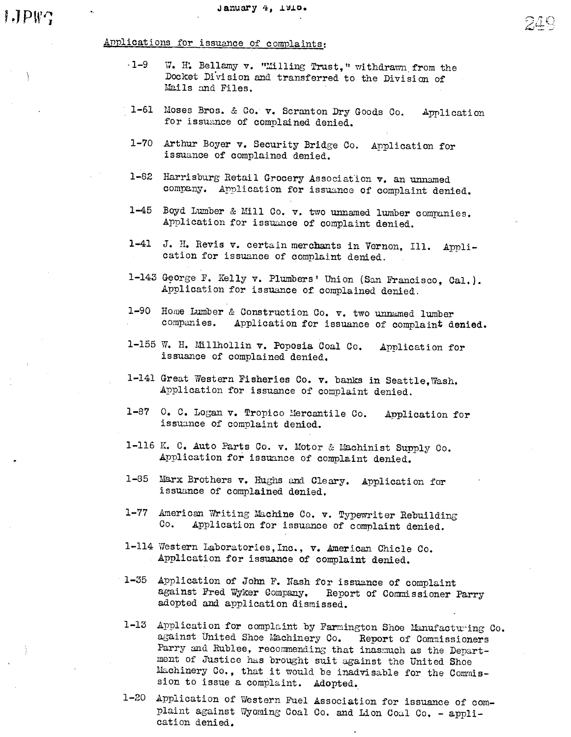January 4, 1916.

Applications for issuance of complaints:

- 1-9 W. H. Bellamy v. "Milling Trust," withdrawn from the Docket Division and transferred to the Division of Mails and Files.

- 1-61 Moses Bros. & Co. v. Scranton Dry Goods Co. Application for issuance of complained denied.

- 1-70 Arthur Boyer v. Security Bridge Co. Application for issuance of complained denied.

- 1-82 Harrisburg Retail Grocery Association v. an unnamed company. Application for issuance of complaint denied.

- 1-45 Boyd Lumber & Mill Co. v. two unnamed lumber companies. Application for issuance of complaint denied.

- 1-41 J. H. Revis v. certain merchants in Vernon, Ill. Application for issuance of complaint denied.

- 1-143 George F. Kelly v. Plumbers' Union (San Francisco, Cal.). Application for issuance of complained denied.

- 1-90 Home Lumber & Construction Co. v. two unnamed lumber companies. Application for issuance of complaint denied.

- 1-155 W. H. Millhollin v. Poposia Coal Co. Application for issuance of complained denied.

- 1-141 Great Western Fisheries Co. v. banks in Seattle, Wash. Application for issuance of complaint denied.

- 1-87 O. C. Logan v. Tropico Mercantile Co. Application for issuance of complaint denied.

- 1-116 K. C. Auto Parts Co. v. Motor & Machinist Supply Co. Application for issuance of complaint denied.

- 1-85 Marx Brothers v. Hughs and Cleary. Application for issuance of complained denied.

- 1-77 American Writing Machine Co. v. Typewriter Rebuilding Co. Application for issuance of complaint denied.

- 1-114 Western Laboratories, Inc., v. American Chicle Co. Application for issuance of complaint denied.

- 1-35 Application of John F. Nash for issuance of complaint against Fred Wyker Company. Report of Commissioner Parry adopted and application dismissed.

- 1-13 Application for complaint by Farmington Shoe Manufacturing Co. against United Shoe Machinery Co. Report of Commissioners Parry and Rublee, recommending that inasmuch as the Department of Justice has brought suit against the United Shoe Machinery Co., that it would be inadvisable for the Commission to issue a complaint. Adopted.

- 1-20 Application of Western Fuel Association for issuance of complaint against Wyoming Coal Co. and Lion Coal Co. - application denied.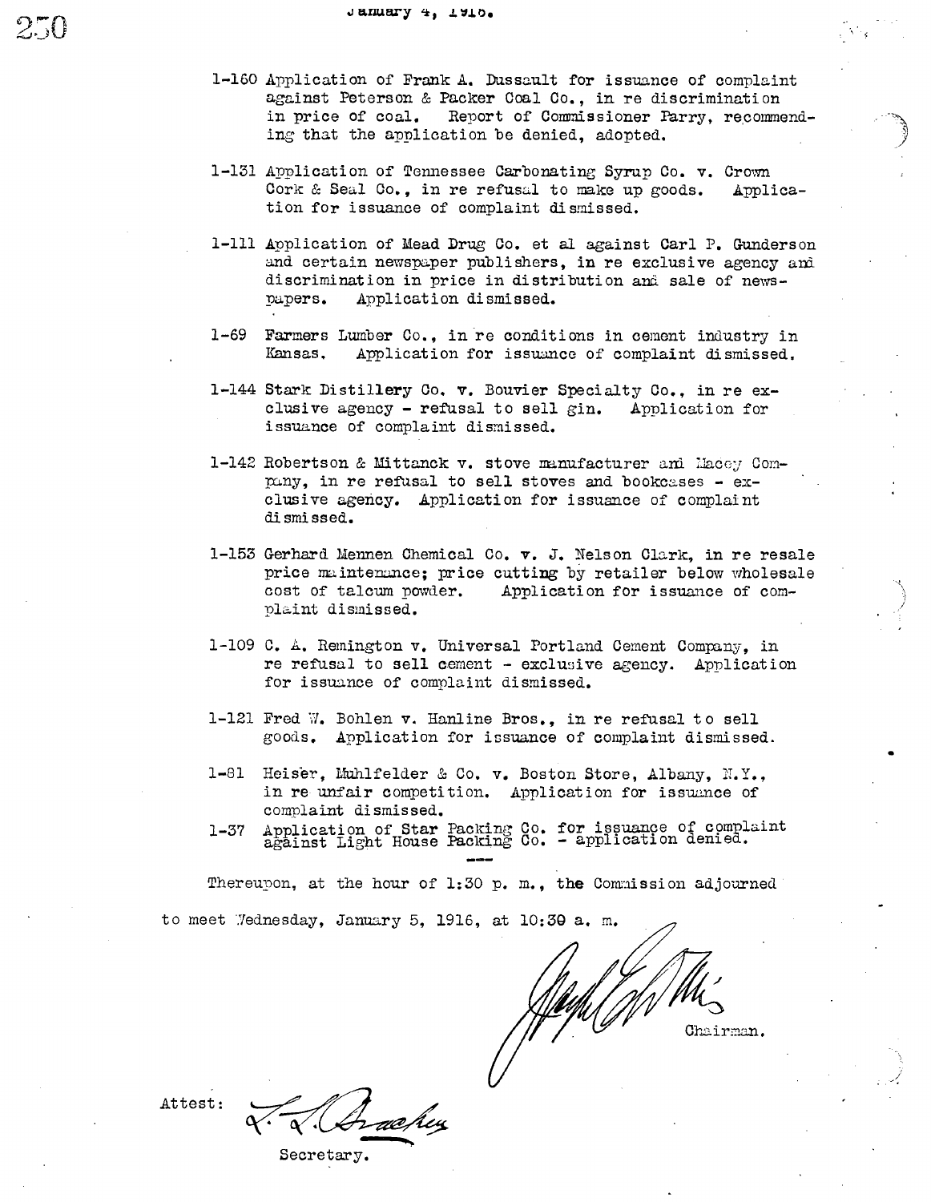January 4, 1916.

1-160 Application of Frank A. Dussault for issuance of complaint against Peterson & Packer Coal Co., in re discrimination in price of coal. Report of Commissioner Parry, recommending that the application be denied, adopted.

1-131 Application of Tennessee Carbonating Syrup Co. v. Crown Cork & Seal Co., in re refusal to make up goods. Application for issuance of complaint dismissed.

1-111 Application of Mead Drug Co. et al against Carl P. Gunderson and certain newspaper publishers, in re exclusive agency and discrimination in price in distribution and sale of newspapers. Application dismissed.

1-69 Farmers Lumber Co., in re conditions in cement industry in Kansas. Application for issuance of complaint dismissed.

1-144 Stark Distillery Co. v. Bouvier Specialty Co., in re exclusive agency - refusal to sell gin. Application for issuance of complaint dismissed.

1-142 Robertson & Mittanck v. stove manufacturer and Macey Company, in re refusal to sell stoves and bookcases - exclusive agency. Application for issuance of complaint dismissed.

1-153 Gerhard Mennen Chemical Co. v. J. Nelson Clark, in re resale price maintenance; price cutting by retailer below wholesale cost of talcum powder. Application for issuance of complaint dismissed.

1-109 C. A. Remington v. Universal Portland Cement Company, in re refusal to sell cement - exclusive agency. Application for issuance of complaint dismissed.

1-121 Fred W. Bohlen v. Hanline Bros., in re refusal to sell goods. Application for issuance of complaint dismissed.

1-81 Heiser, Muhlfelder & Co. v. Boston Store, Albany, N.Y., in re unfair competition. Application for issuance of complaint dismissed.

1-37 Application of Star Packing Co. for issuance of complaint against Light House Packing Co. - application denied.

---

Thereupon, at the hour of 1:30 p. m., the Commission adjourned to meet Wednesday, January 5, 1916, at 10:30 a. m.

Chairman.

Attest:

Secretary.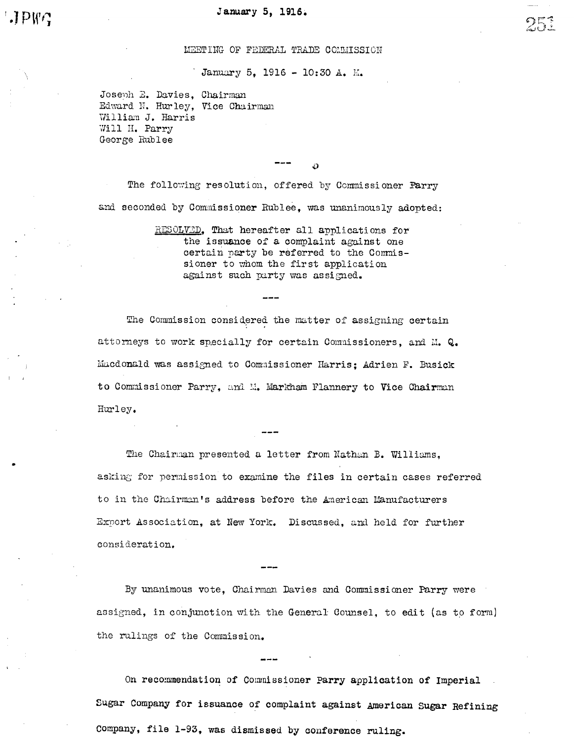January 5, 1916.

MEETING OF FEDERAL TRADE COMMISSION

January 5, 1916 - 10:30 A. M.

Joseph E. Davies, Chairman
Edward N. Hurley, Vice Chairman
William J. Harris
Will H. Parry
George Rublee

---

The following resolution, offered by Commissioner Parry and seconded by Commissioner Rublee, was unanimously adopted:

> RESOLVED, That hereafter all applications for the issuance of a complaint against one certain party be referred to the Commissioner to whom the first application against such party was assigned.

---

The Commission considered the matter of assigning certain attorneys to work specially for certain Commissioners, and M. Q. Macdonald was assigned to Commissioner Harris; Adrien F. Busick to Commissioner Parry, and M. Markham Flannery to Vice Chairman Hurley.

---

The Chairman presented a letter from Nathan B. Williams, asking for permission to examine the files in certain cases referred to in the Chairman's address before the American Manufacturers Export Association, at New York. Discussed, and held for further consideration.

---

By unanimous vote, Chairman Davies and Commissioner Parry were assigned, in conjunction with the General Counsel, to edit (as to form) the rulings of the Commission.

---

On recommendation of Commissioner Parry application of Imperial Sugar Company for issuance of complaint against American Sugar Refining Company, file 1-93, was dismissed by conference ruling.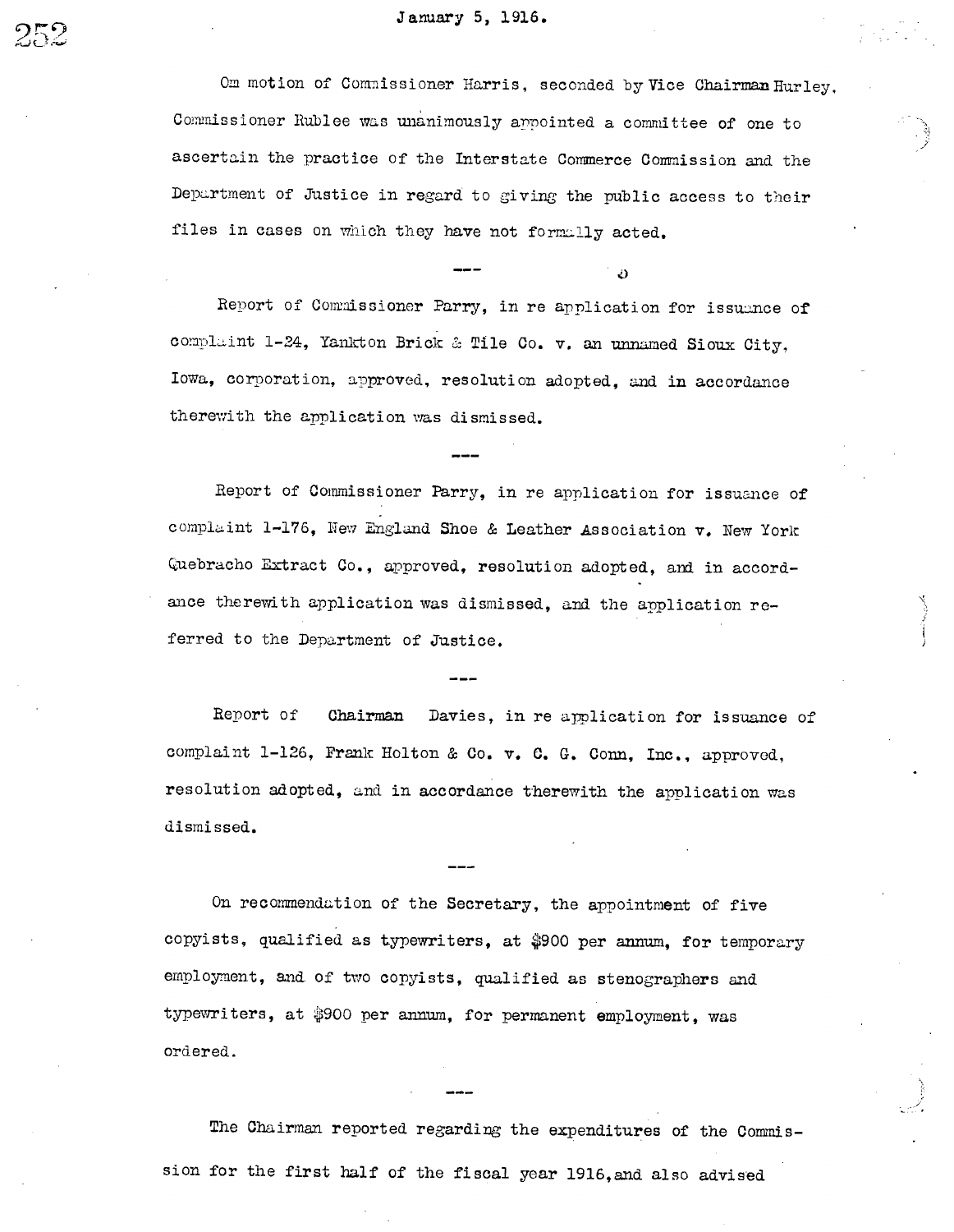January 5, 1916.

Om motion of Commissioner Harris, seconded by Vice Chairman Hurley, Commissioner Rublee was unanimously appointed a committee of one to ascertain the practice of the Interstate Commerce Commission and the Department of Justice in regard to giving the public access to their files in cases on which they have not formally acted.

---

Report of Commissioner Parry, in re application for issuance of complaint 1-24, Yankton Brick & Tile Co. v. an unnamed Sioux City, Iowa, corporation, approved, resolution adopted, and in accordance therewith the application was dismissed.

---

Report of Commissioner Parry, in re application for issuance of complaint 1-176, New England Shoe & Leather Association v. New York Quebracho Extract Co., approved, resolution adopted, and in accordance therewith application was dismissed, and the application referred to the Department of Justice.

---

Report of Chairman Davies, in re application for issuance of complaint 1-126, Frank Holton & Co. v. C. G. Conn, Inc., approved, resolution adopted, and in accordance therewith the application was dismissed.

---

On recommendation of the Secretary, the appointment of five copyists, qualified as typewriters, at $900 per annum, for temporary employment, and of two copyists, qualified as stenographers and typewriters, at $900 per annum, for permanent employment, was ordered.

---

The Chairman reported regarding the expenditures of the Commission for the first half of the fiscal year 1916, and also advised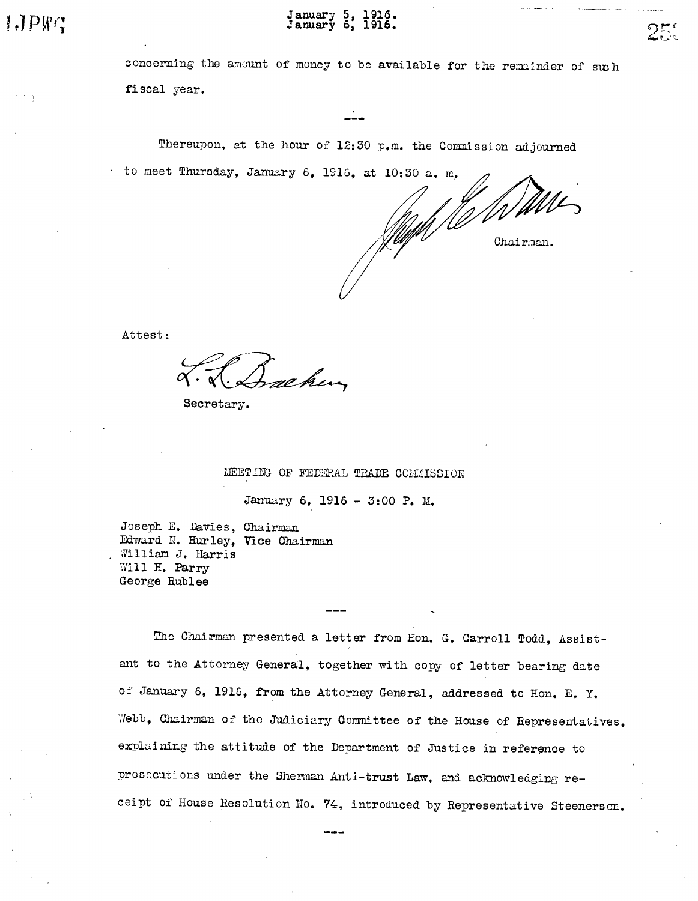concerning the amount of money to be available for the remainder of such fiscal year.

---

Thereupon, at the hour of 12:30 p.m. the Commission adjourned to meet Thursday, January 6, 1916, at 10:30 a. m.

Chairman.

Attest:

Secretary.

## MEETING OF FEDERAL TRADE COMMISSION

January 6, 1916 - 3:00 P. M.

Joseph E. Davies, Chairman
Edward N. Hurley, Vice Chairman
William J. Harris
Will H. Parry
George Rublee

---

The Chairman presented a letter from Hon. G. Carroll Todd, Assistant to the Attorney General, together with copy of letter bearing date of January 6, 1916, from the Attorney General, addressed to Hon. E. Y. Webb, Chairman of the Judiciary Committee of the House of Representatives, explaining the attitude of the Department of Justice in reference to prosecutions under the Sherman Anti-trust Law, and acknowledging receipt of House Resolution No. 74, introduced by Representative Steenerson.

---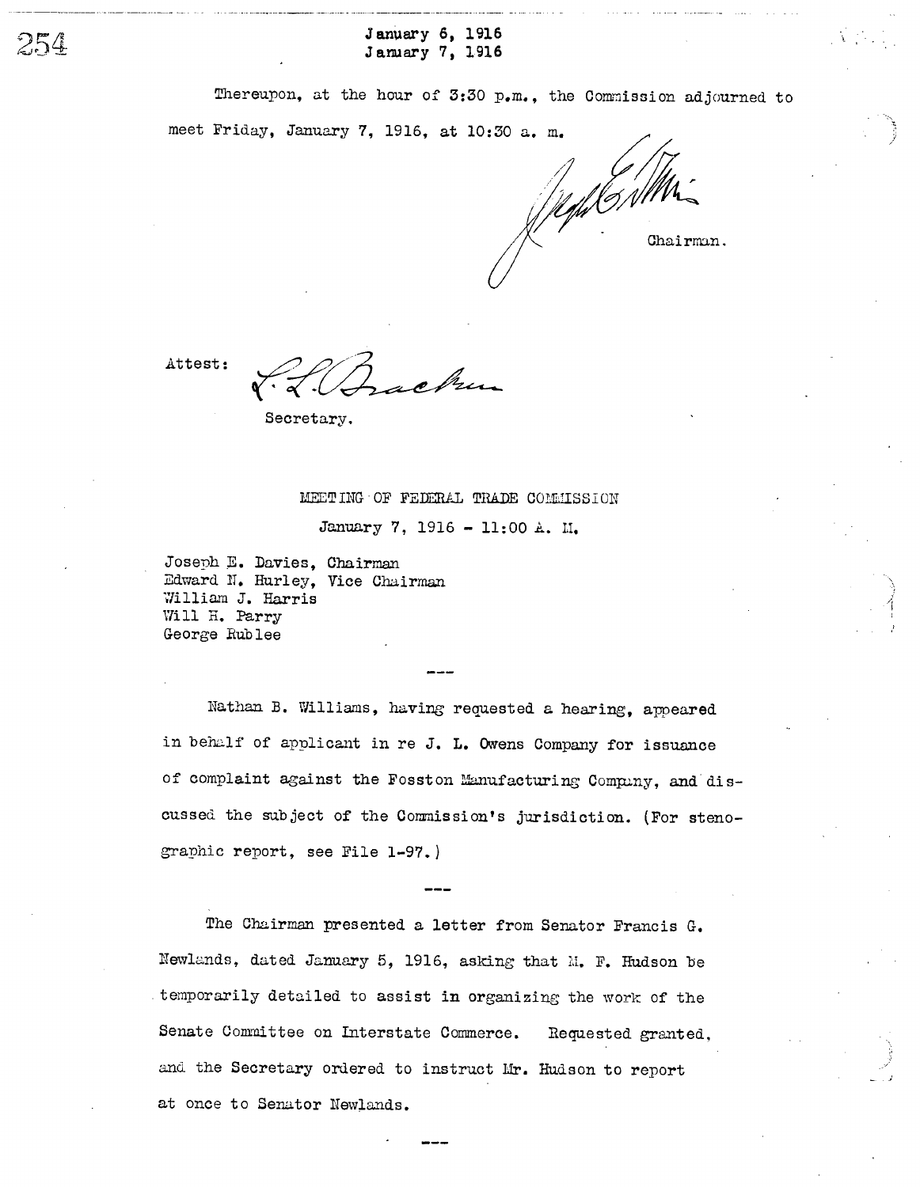January 6, 1916
January 7, 1916

Thereupon, at the hour of 3:30 p.m., the Commission adjourned to meet Friday, January 7, 1916, at 10:30 a. m.

Chairman.

Attest:

Secretary.

MEETING OF FEDERAL TRADE COMMISSION

January 7, 1916 - 11:00 A. M.

Joseph E. Davies, Chairman
Edward N. Hurley, Vice Chairman
William J. Harris
Will H. Parry
George Rublee

---

Nathan B. Williams, having requested a hearing, appeared in behalf of applicant in re J. L. Owens Company for issuance of complaint against the Fosston Manufacturing Company, and discussed the subject of the Commission's jurisdiction. (For stenographic report, see File 1-97.)

---

The Chairman presented a letter from Senator Francis G. Newlands, dated January 5, 1916, asking that M. F. Hudson be temporarily detailed to assist in organizing the work of the Senate Committee on Interstate Commerce. Requested granted, and the Secretary ordered to instruct Mr. Hudson to report at once to Senator Newlands.

---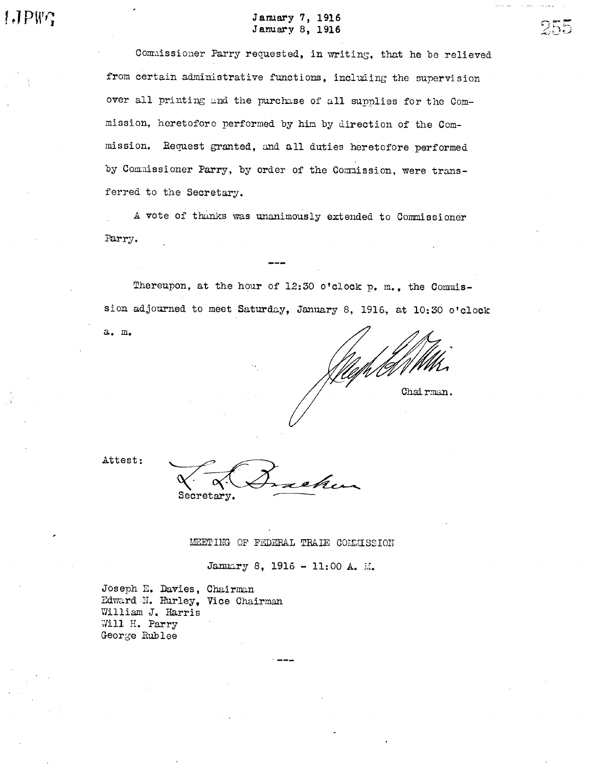January 7, 1916
January 8, 1916

Commissioner Parry requested, in writing, that he be relieved from certain administrative functions, including the supervision over all printing and the purchase of all supplies for the Commission, heretofore performed by him by direction of the Commission. Request granted, and all duties heretofore performed by Commissioner Parry, by order of the Commission, were transferred to the Secretary.

A vote of thanks was unanimously extended to Commissioner Parry.

---

Thereupon, at the hour of 12:30 o'clock p. m., the Commission adjourned to meet Saturday, January 8, 1916, at 10:30 o'clock a. m.

Chairman.

Attest:

Secretary.

## MEETING OF FEDERAL TRADE COMMISSION

January 8, 1916 - 11:00 A. M.

Joseph E. Davies, Chairman
Edward N. Hurley, Vice Chairman
William J. Harris
Will H. Parry
George Rublee

---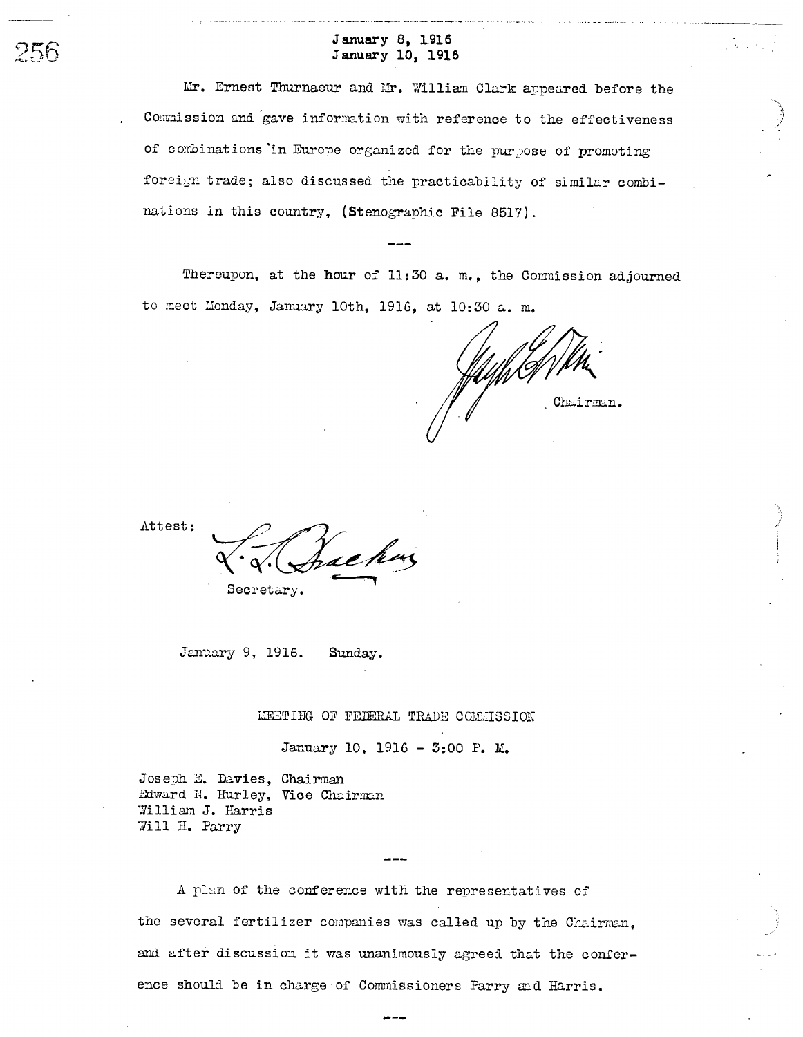January 8, 1916
January 10, 1916

Mr. Ernest Thurnaeur and Mr. William Clark appeared before the Commission and gave information with reference to the effectiveness of combinations in Europe organized for the purpose of promoting foreign trade; also discussed the practicability of similar combinations in this country, (Stenographic File 8517).

---

Thereupon, at the hour of 11:30 a. m., the Commission adjourned to meet Monday, January 10th, 1916, at 10:30 a. m.

Chairman.

Attest:

Secretary.

January 9, 1916. Sunday.

MEETING OF FEDERAL TRADE COMMISSION

January 10, 1916 - 3:00 P. M.

Joseph E. Davies, Chairman
Edward N. Hurley, Vice Chairman
William J. Harris
Will H. Parry

---

A plan of the conference with the representatives of the several fertilizer companies was called up by the Chairman, and after discussion it was unanimously agreed that the conference should be in charge of Commissioners Parry and Harris.

---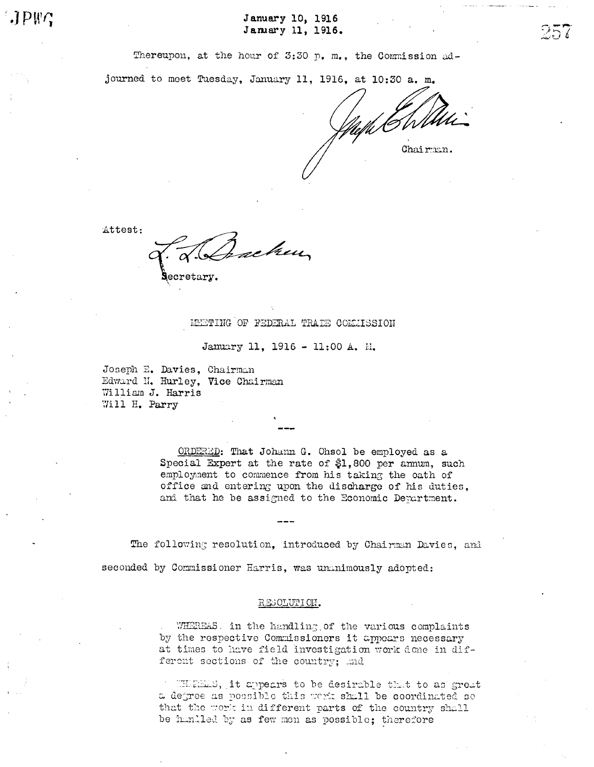Thereupon, at the hour of 3:30 p. m., the Commission adjourned to meet Tuesday, January 11, 1916, at 10:30 a. m.

Chairman.

Attest:

Secretary.

## MEETING OF FEDERAL TRADE COMMISSION

January 11, 1916 - 11:00 A. M.

Joseph E. Davies, Chairman
Edward N. Hurley, Vice Chairman
William J. Harris
Will H. Parry

---

> ORDERED: That Johann G. Ohsol be employed as a Special Expert at the rate of $1,800 per annum, such employment to commence from his taking the oath of office and entering upon the discharge of his duties, and that he be assigned to the Economic Department.

---

The following resolution, introduced by Chairman Davies, and seconded by Commissioner Harris, was unanimously adopted:

### RESOLUTION.

> WHEREAS, in the handling of the various complaints by the respective Commissioners it appears necessary at times to have field investigation work done in different sections of the country; and
>
> WHEREAS, it appears to be desirable that to as great a degree as possible this work shall be coordinated so that the work in different parts of the country shall be handled by as few men as possible; therefore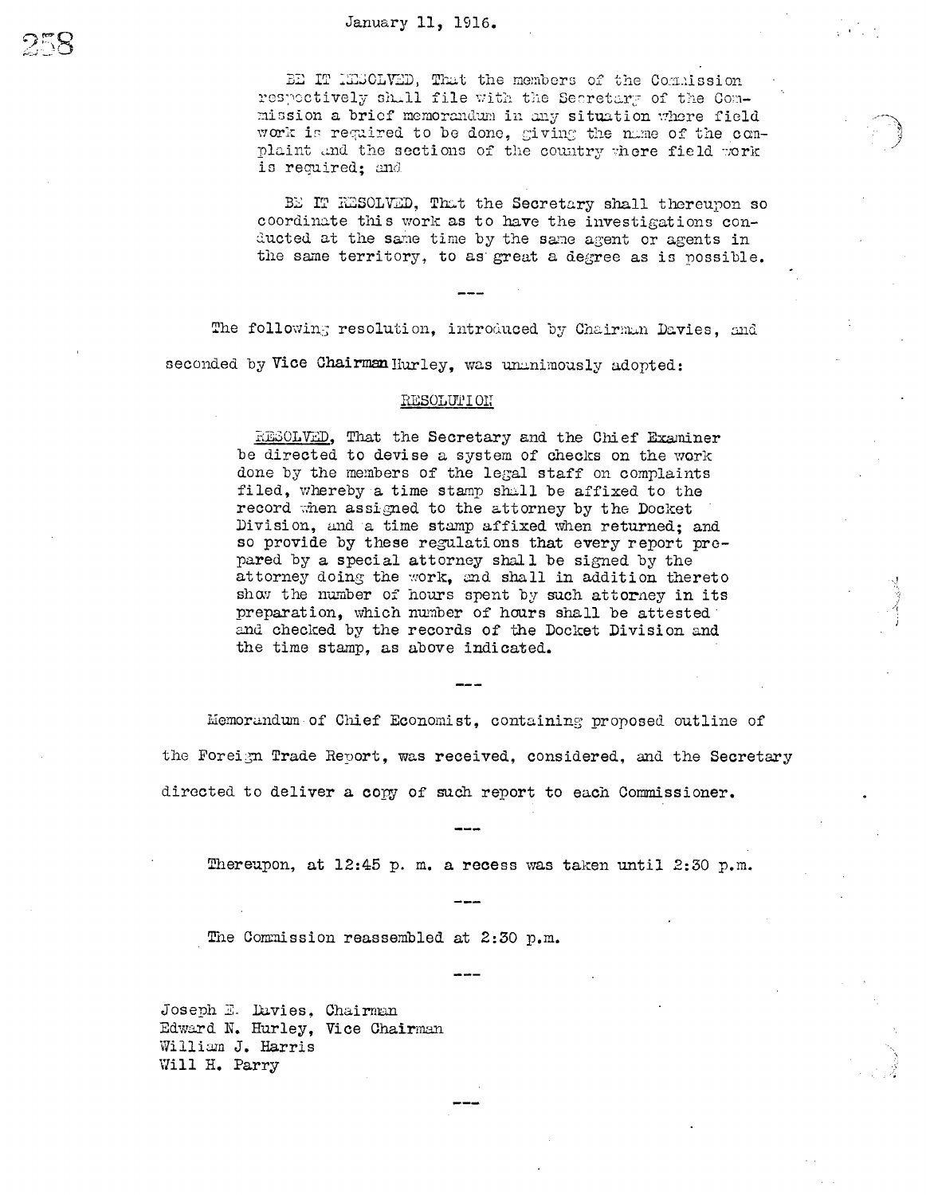January 11, 1916.

BE IT RESOLVED, That the members of the Commission respectively shall file with the Secretary of the Commission a brief memorandum in any situation where field work is required to be done, giving the name of the complaint and the sections of the country where field work is required; and

BE IT RESOLVED, That the Secretary shall thereupon so coordinate this work as to have the investigations conducted at the same time by the same agent or agents in the same territory, to as great a degree as is possible.

---

The following resolution, introduced by Chairman Davies, and seconded by Vice Chairman Hurley, was unanimously adopted:

RESOLUTION

RESOLVED, That the Secretary and the Chief Examiner be directed to devise a system of checks on the work done by the members of the legal staff on complaints filed, whereby a time stamp shall be affixed to the record when assigned to the attorney by the Docket Division, and a time stamp affixed when returned; and so provide by these regulations that every report prepared by a special attorney shall be signed by the attorney doing the work, and shall in addition thereto show the number of hours spent by such attorney in its preparation, which number of hours shall be attested and checked by the records of the Docket Division and the time stamp, as above indicated.

---

Memorandum of Chief Economist, containing proposed outline of the Foreign Trade Report, was received, considered, and the Secretary directed to deliver a copy of such report to each Commissioner.

---

Thereupon, at 12:45 p. m. a recess was taken until 2:30 p.m.

---

The Commission reassembled at 2:30 p.m.

---

Joseph E. Davies, Chairman
Edward N. Hurley, Vice Chairman
William J. Harris
Will H. Parry

---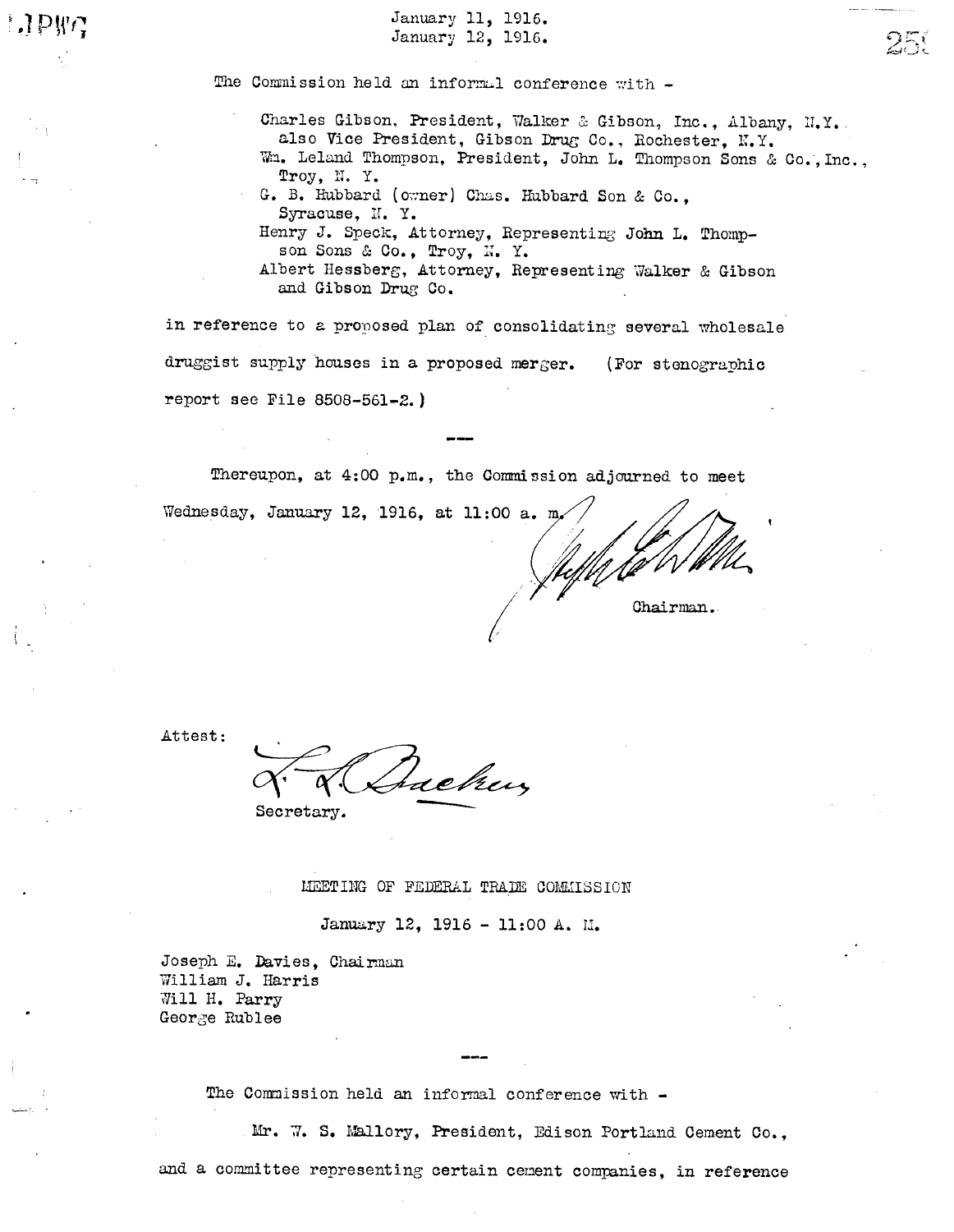January 11, 1916.
January 12, 1916.

The Commission held an informal conference with -

Charles Gibson, President, Walker & Gibson, Inc., Albany, N.Y. also Vice President, Gibson Drug Co., Rochester, N.Y.
Wm. Leland Thompson, President, John L. Thompson Sons & Co., Inc., Troy, N. Y.
G. B. Hubbard (owner) Chas. Hubbard Son & Co., Syracuse, N. Y.
Henry J. Speck, Attorney, Representing John L. Thompson Sons & Co., Troy, N. Y.
Albert Hessberg, Attorney, Representing Walker & Gibson and Gibson Drug Co.

in reference to a proposed plan of consolidating several wholesale druggist supply houses in a proposed merger. (For stenographic report see File 8508-561-2.)

---

Thereupon, at 4:00 p.m., the Commission adjourned to meet Wednesday, January 12, 1916, at 11:00 a. m.

Chairman.

Attest:

Secretary.

## MEETING OF FEDERAL TRADE COMMISSION

January 12, 1916 - 11:00 A. M.

Joseph E. Davies, Chairman
William J. Harris
Will H. Parry
George Rublee

---

The Commission held an informal conference with -

Mr. W. S. Mallory, President, Edison Portland Cement Co.,

and a committee representing certain cement companies, in reference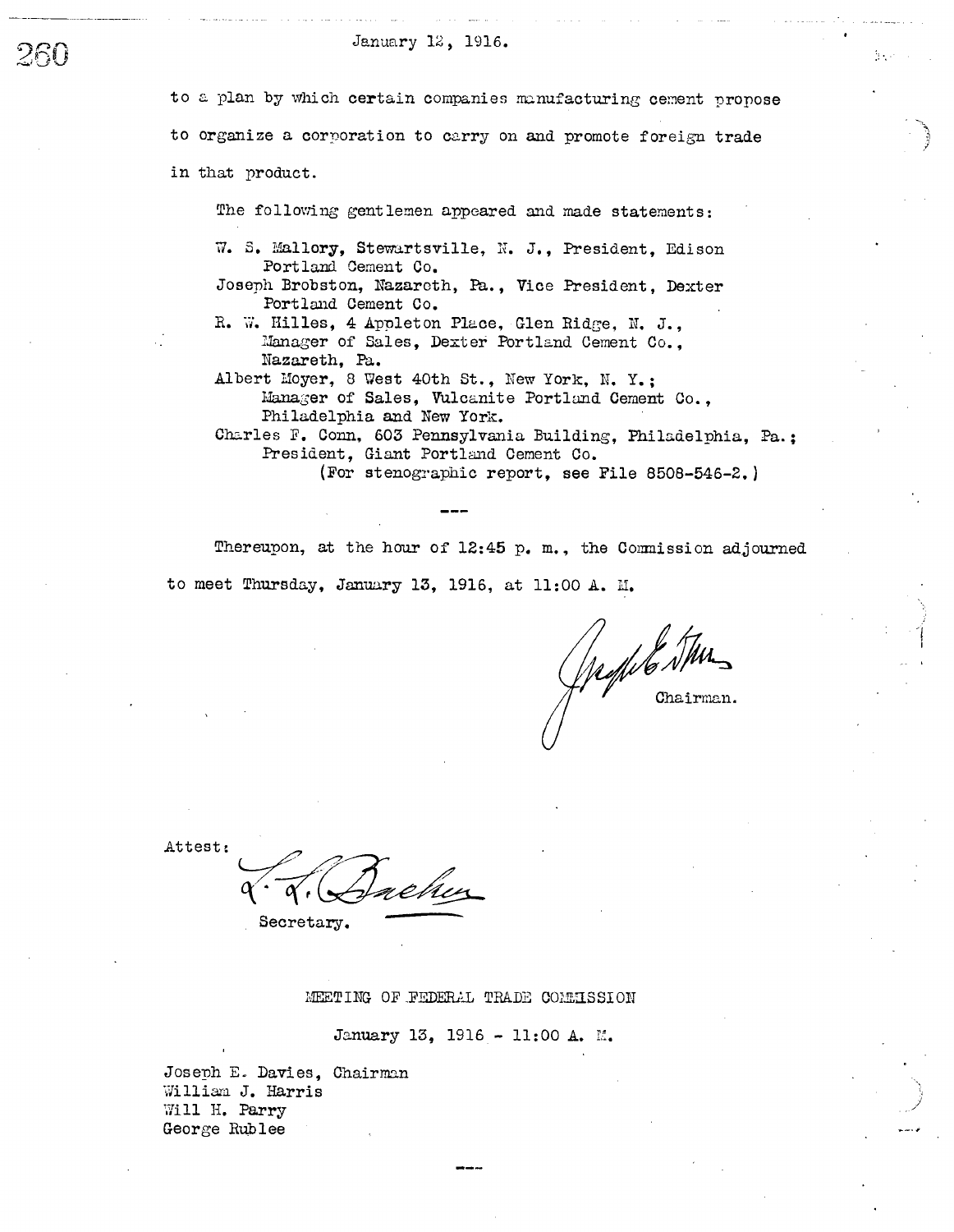to a plan by which certain companies manufacturing cement propose to organize a corporation to carry on and promote foreign trade in that product.

The following gentlemen appeared and made statements:

W. S. Mallory, Stewartsville, N. J., President, Edison Portland Cement Co.
Joseph Brobston, Nazareth, Pa., Vice President, Dexter Portland Cement Co.
R. W. Hilles, 4 Appleton Place, Glen Ridge, N. J., Manager of Sales, Dexter Portland Cement Co., Nazareth, Pa.
Albert Moyer, 8 West 40th St., New York, N. Y.; Manager of Sales, Vulcanite Portland Cement Co., Philadelphia and New York.
Charles F. Conn, 603 Pennsylvania Building, Philadelphia, Pa.; President, Giant Portland Cement Co.
(For stenographic report, see File 8508-546-2.)

---

Thereupon, at the hour of 12:45 p. m., the Commission adjourned to meet Thursday, January 13, 1916, at 11:00 A. M.

Joseph E. Davies
Chairman.

Attest:

L. L. Bracken
Secretary.

## MEETING OF FEDERAL TRADE COMMISSION

January 13, 1916 - 11:00 A. M.

Joseph E. Davies, Chairman
William J. Harris
Will H. Parry
George Rublee

---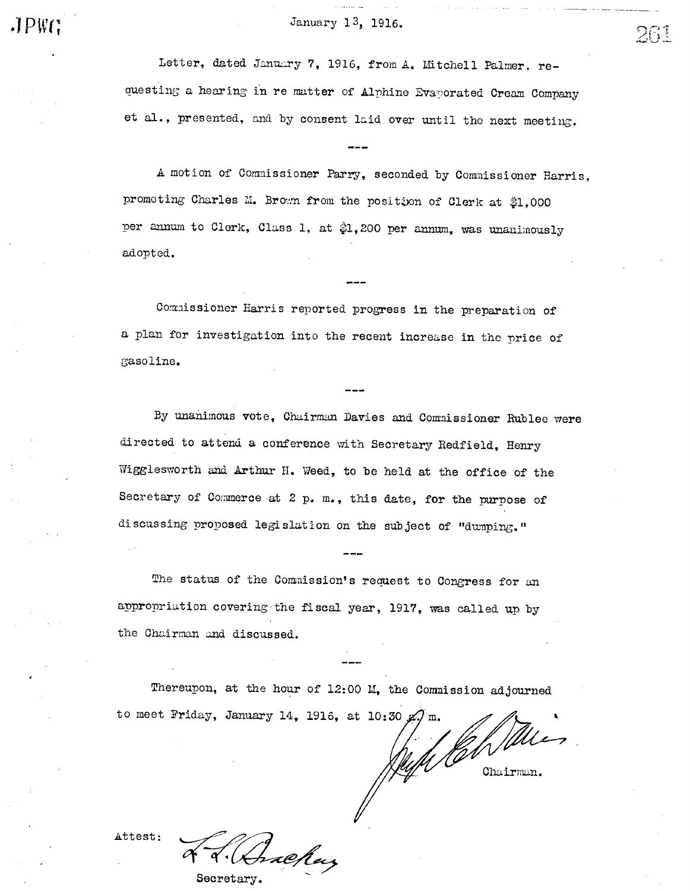January 13, 1916.

Letter, dated January 7, 1916, from A. Mitchell Palmer, requesting a hearing in re matter of Alphine Evaporated Cream Company et al., presented, and by consent laid over until the next meeting.

---

A motion of Commissioner Parry, seconded by Commissioner Harris, promoting Charles M. Brown from the position of Clerk at $1,000 per annum to Clerk, Class 1, at $1,200 per annum, was unanimously adopted.

---

Commissioner Harris reported progress in the preparation of a plan for investigation into the recent increase in the price of gasoline.

---

By unanimous vote, Chairman Davies and Commissioner Rublee were directed to attend a conference with Secretary Redfield, Henry Wigglesworth and Arthur H. Weed, to be held at the office of the Secretary of Commerce at 2 p. m., this date, for the purpose of discussing proposed legislation on the subject of "dumping."

---

The status of the Commission's request to Congress for an appropriation covering the fiscal year, 1917, was called up by the Chairman and discussed.

---

Thereupon, at the hour of 12:00 M, the Commission adjourned to meet Friday, January 14, 1916, at 10:30 a. m.

Chairman.

Attest:

Secretary.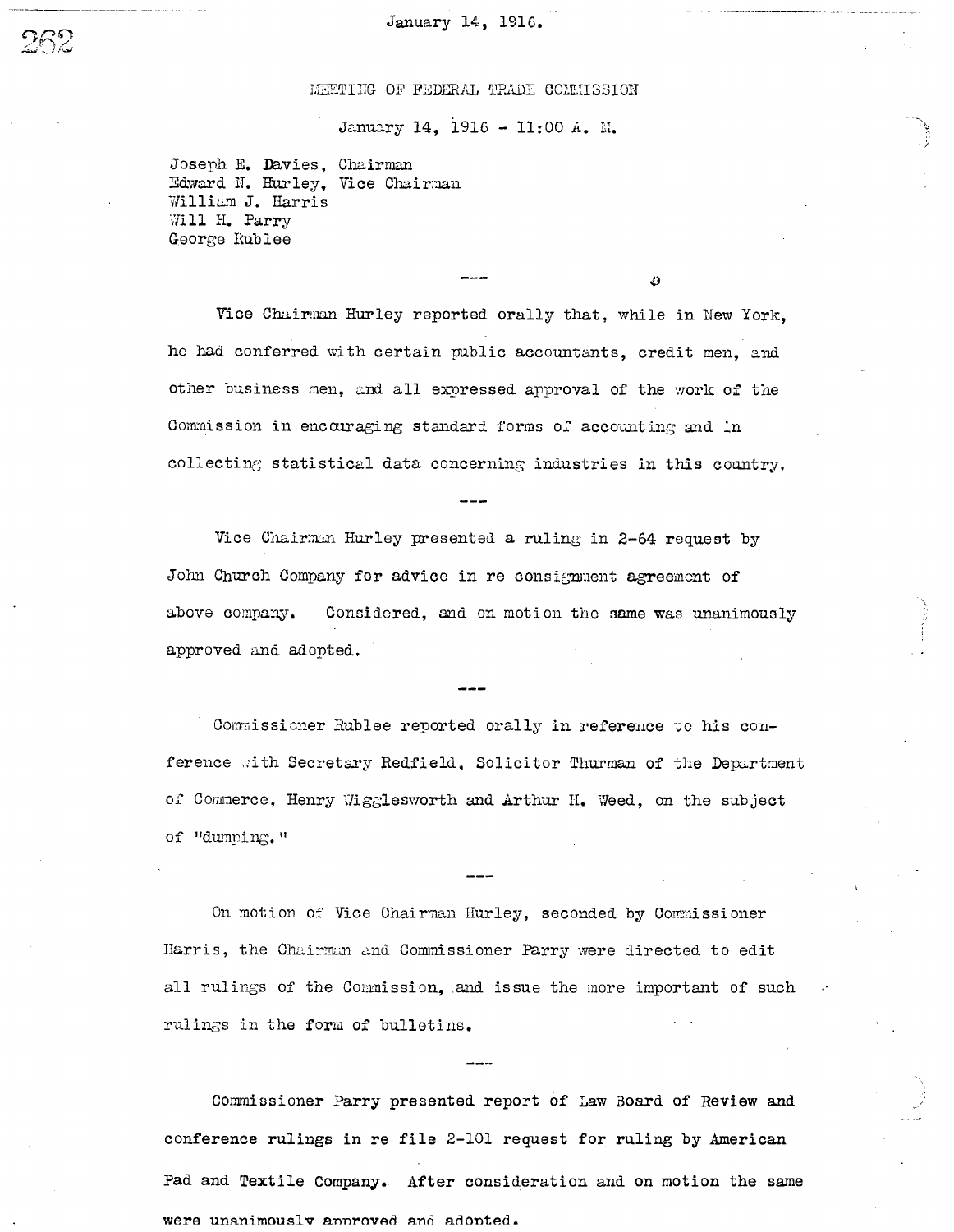January 14, 1916.

MEETING OF FEDERAL TRADE COMMISSION

January 14, 1916 - 11:00 A. M.

Joseph E. Davies, Chairman
Edward N. Hurley, Vice Chairman
William J. Harris
Will H. Parry
George Rublee

---

Vice Chairman Hurley reported orally that, while in New York, he had conferred with certain public accountants, credit men, and other business men, and all expressed approval of the work of the Commission in encouraging standard forms of accounting and in collecting statistical data concerning industries in this country.

---

Vice Chairman Hurley presented a ruling in 2-64 request by John Church Company for advice in re consignment agreement of above company. Considered, and on motion the same was unanimously approved and adopted.

---

Commissioner Rublee reported orally in reference to his conference with Secretary Redfield, Solicitor Thurman of the Department of Commerce, Henry Wigglesworth and Arthur H. Weed, on the subject of "dumping."

---

On motion of Vice Chairman Hurley, seconded by Commissioner Harris, the Chairman and Commissioner Parry were directed to edit all rulings of the Commission, and issue the more important of such rulings in the form of bulletins.

---

Commissioner Parry presented report of Law Board of Review and conference rulings in re file 2-101 request for ruling by American Pad and Textile Company. After consideration and on motion the same were unanimously approved and adopted.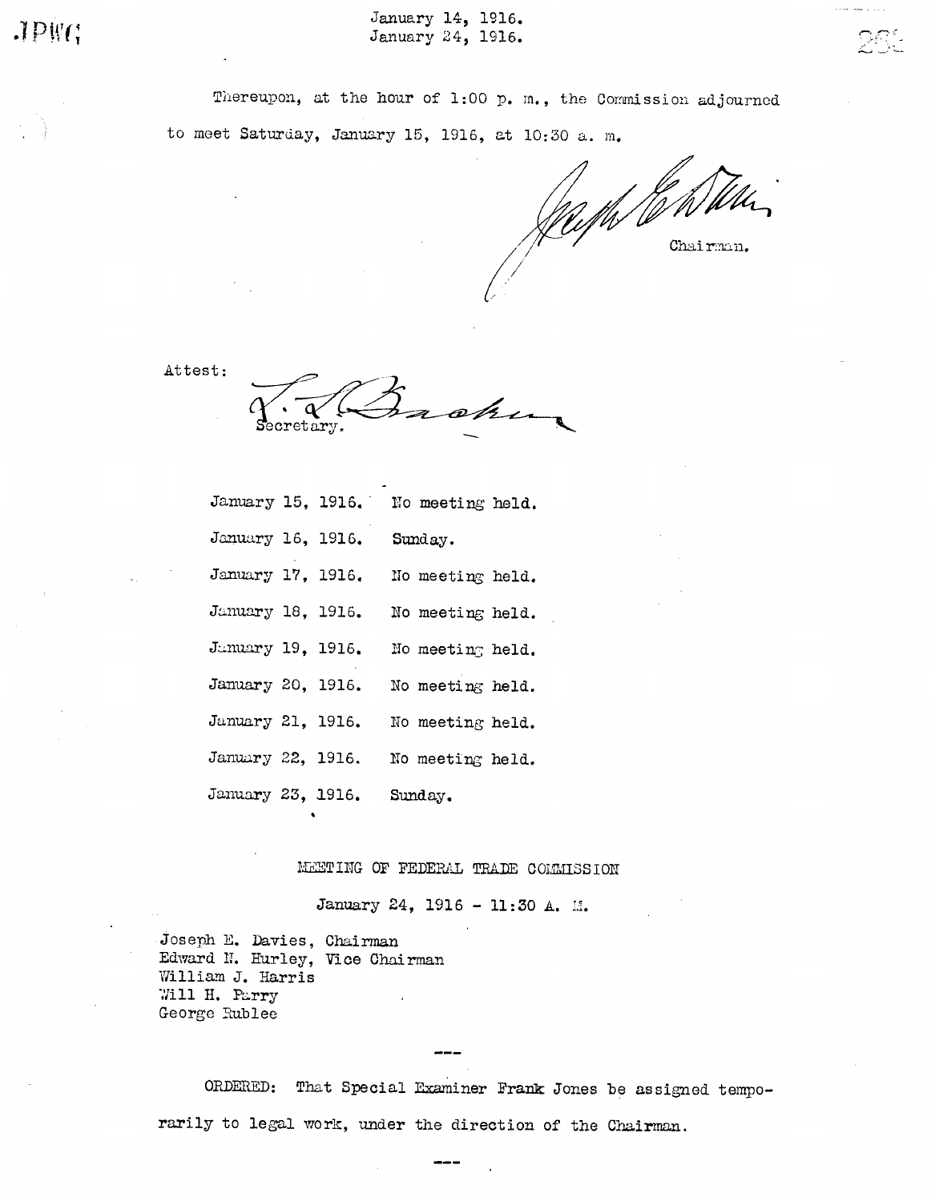Thereupon, at the hour of 1:00 p. m., the Commission adjourned to meet Saturday, January 15, 1916, at 10:30 a. m.

Joseph E. Davies
Chairman.

Attest:

L. L. Bracken
Secretary.

| | |
|---|---|
| January 15, 1916. | No meeting held. |
| January 16, 1916. | Sunday. |
| January 17, 1916. | No meeting held. |
| January 18, 1916. | No meeting held. |
| January 19, 1916. | No meeting held. |
| January 20, 1916. | No meeting held. |
| January 21, 1916. | No meeting held. |
| January 22, 1916. | No meeting held. |
| January 23, 1916. | Sunday. |

## MEETING OF FEDERAL TRADE COMMISSION

January 24, 1916 - 11:30 A. M.

Joseph E. Davies, Chairman
Edward N. Hurley, Vice Chairman
William J. Harris
Will H. Parry
George Rublee

---

ORDERED: That Special Examiner Frank Jones be assigned temporarily to legal work, under the direction of the Chairman.

---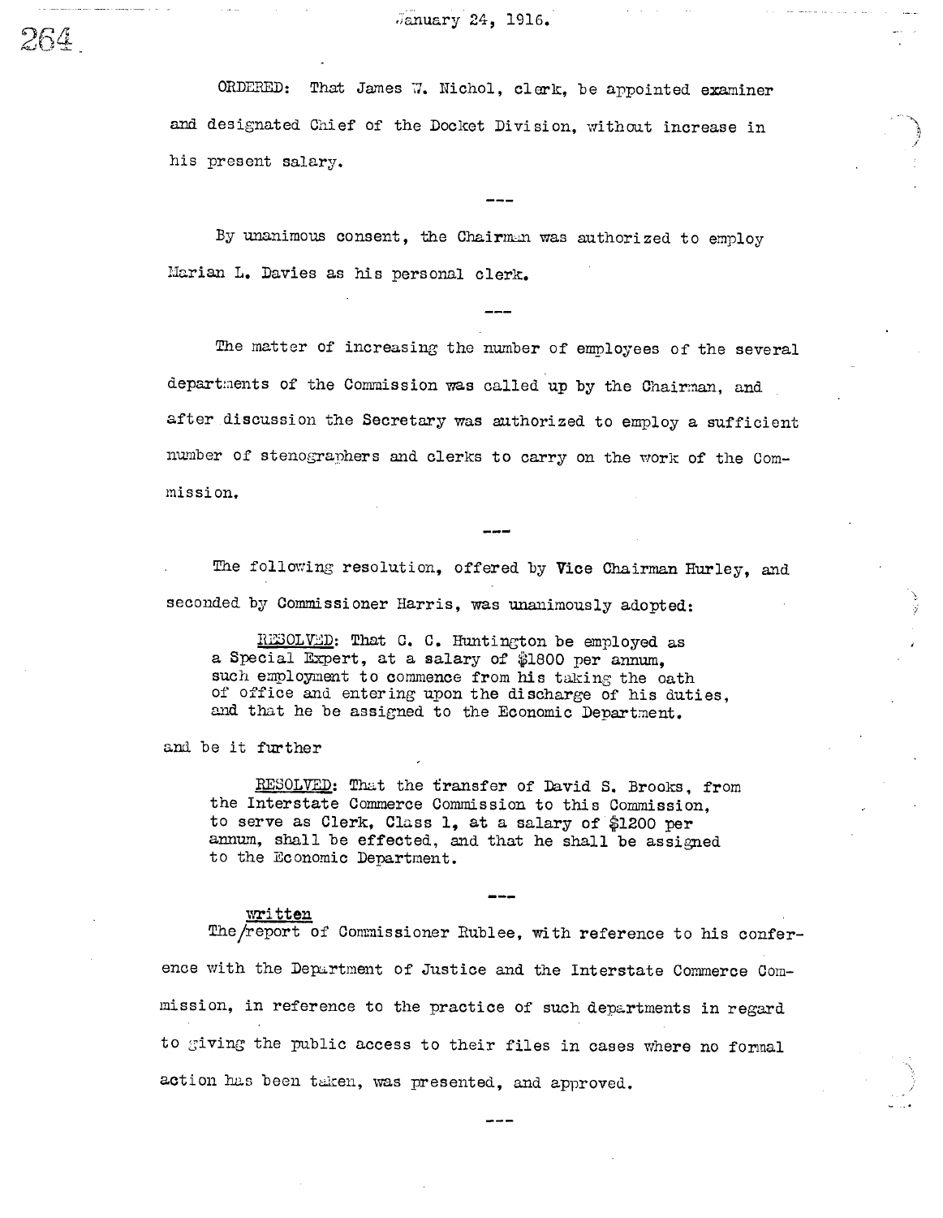January 24, 1916.

ORDERED: That James W. Nichol, clerk, be appointed examiner and designated Chief of the Docket Division, without increase in his present salary.

---

By unanimous consent, the Chairman was authorized to employ Marian L. Davies as his personal clerk.

---

The matter of increasing the number of employees of the several departments of the Commission was called up by the Chairman, and after discussion the Secretary was authorized to employ a sufficient number of stenographers and clerks to carry on the work of the Commission.

---

The following resolution, offered by Vice Chairman Hurley, and seconded by Commissioner Harris, was unanimously adopted:

> RESOLVED: That C. C. Huntington be employed as a Special Expert, at a salary of $1800 per annum, such employment to commence from his taking the oath of office and entering upon the discharge of his duties, and that he be assigned to the Economic Department.

and be it further

> RESOLVED: That the transfer of David S. Brooks, from the Interstate Commerce Commission to this Commission, to serve as Clerk, Class 1, at a salary of $1200 per annum, shall be effected, and that he shall be assigned to the Economic Department.

---

The written report of Commissioner Rublee, with reference to his conference with the Department of Justice and the Interstate Commerce Commission, in reference to the practice of such departments in regard to giving the public access to their files in cases where no formal action has been taken, was presented, and approved.

---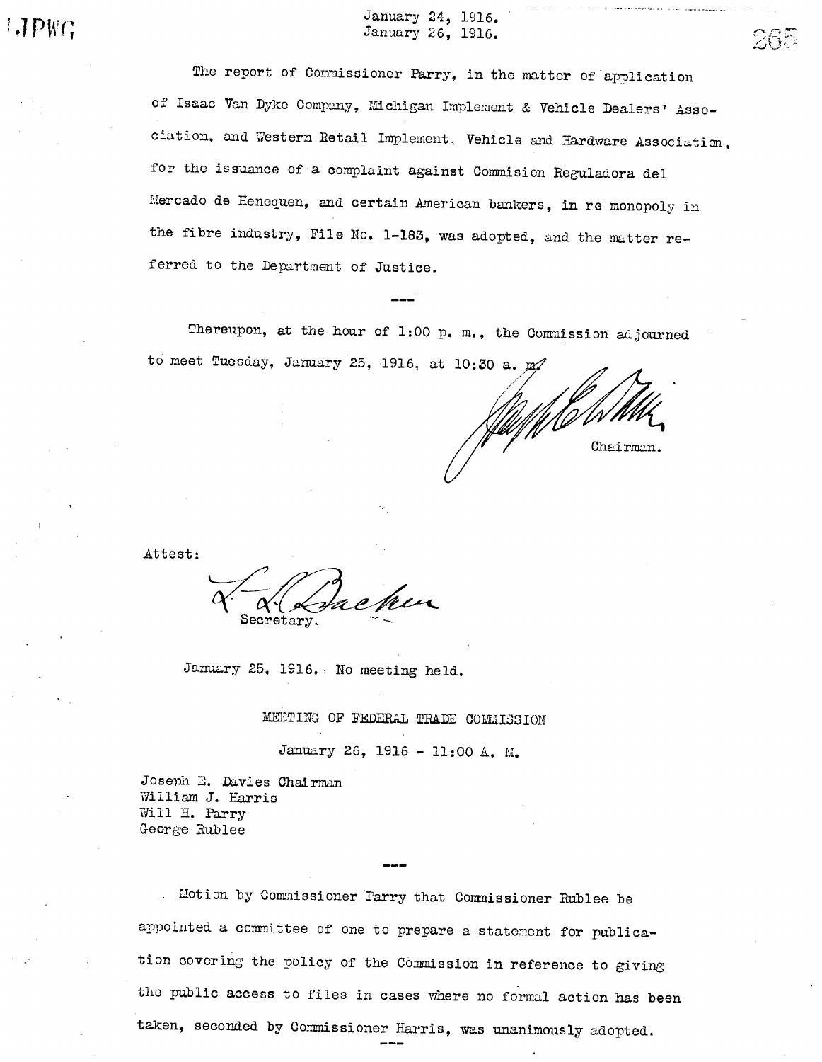The report of Commissioner Parry, in the matter of application of Isaac Van Dyke Company, Michigan Implement & Vehicle Dealers' Association, and Western Retail Implement, Vehicle and Hardware Association, for the issuance of a complaint against Commision Reguladora del Mercado de Henequen, and certain American bankers, in re monopoly in the fibre industry, File No. 1-183, was adopted, and the matter referred to the Department of Justice.

---

Thereupon, at the hour of 1:00 p. m., the Commission adjourned to meet Tuesday, January 25, 1916, at 10:30 a. m.

Chairman.

Attest:

Secretary.

January 25, 1916. No meeting held.

## MEETING OF FEDERAL TRADE COMMISSION

January 26, 1916 - 11:00 A. M.

Joseph E. Davies Chairman
William J. Harris
Will H. Parry
George Rublee

---

Motion by Commissioner Parry that Commissioner Rublee be appointed a committee of one to prepare a statement for publication covering the policy of the Commission in reference to giving the public access to files in cases where no formal action has been taken, seconded by Commissioner Harris, was unanimously adopted.

---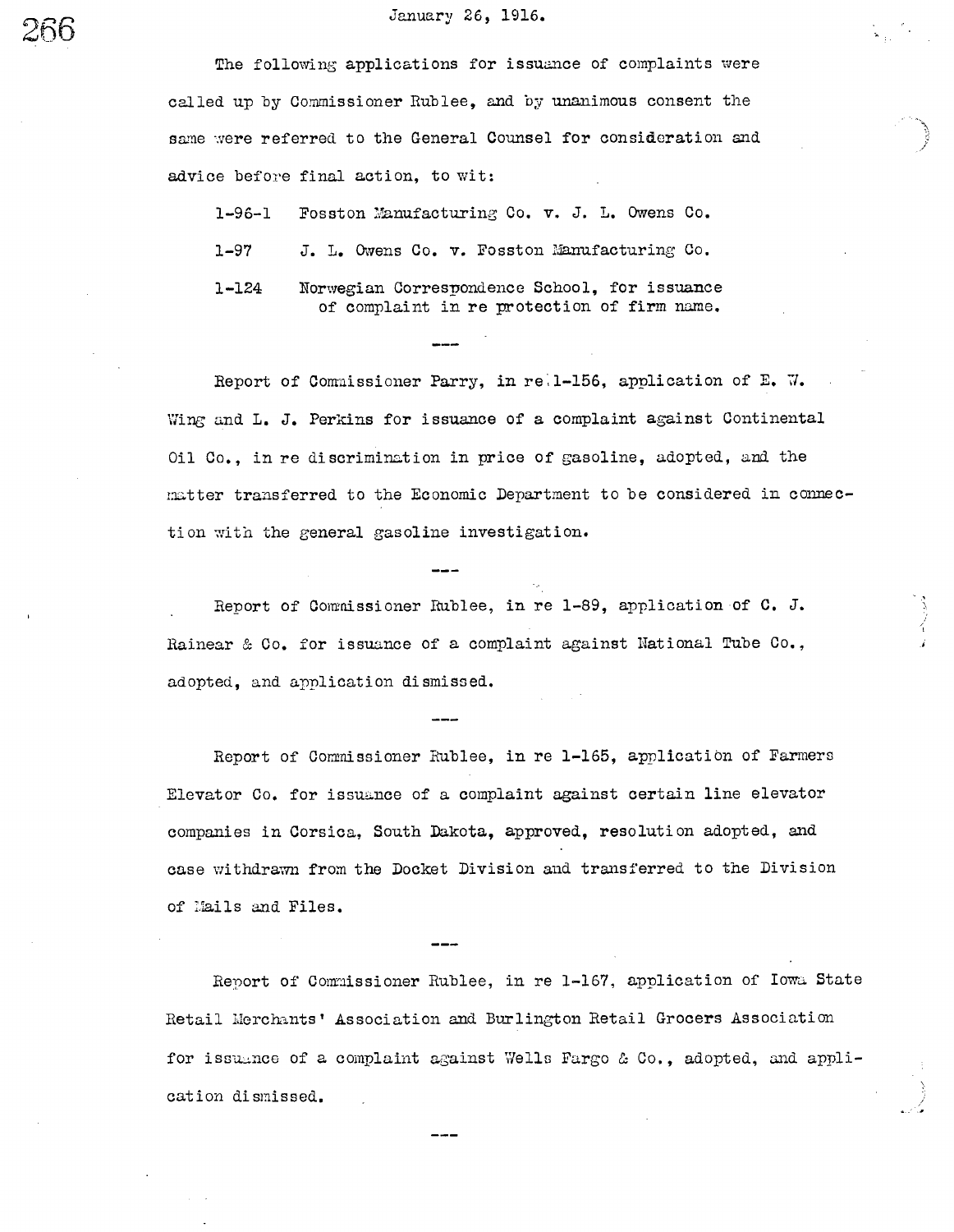January 26, 1916.

The following applications for issuance of complaints were called up by Commissioner Rublee, and by unanimous consent the same were referred to the General Counsel for consideration and advice before final action, to wit:

1-96-1 Fosston Manufacturing Co. v. J. L. Owens Co.

1-97 J. L. Owens Co. v. Fosston Manufacturing Co.

1-124 Norwegian Correspondence School, for issuance of complaint in re protection of firm name.

---

Report of Commissioner Parry, in re 1-156, application of E. W. Wing and L. J. Perkins for issuance of a complaint against Continental Oil Co., in re discrimination in price of gasoline, adopted, and the matter transferred to the Economic Department to be considered in connection with the general gasoline investigation.

---

Report of Commissioner Rublee, in re 1-89, application of C. J. Rainear & Co. for issuance of a complaint against National Tube Co., adopted, and application dismissed.

---

Report of Commissioner Rublee, in re 1-165, application of Farmers Elevator Co. for issuance of a complaint against certain line elevator companies in Corsica, South Dakota, approved, resolution adopted, and case withdrawn from the Docket Division and transferred to the Division of Mails and Files.

---

Report of Commissioner Rublee, in re 1-167, application of Iowa State Retail Merchants' Association and Burlington Retail Grocers Association for issuance of a complaint against Wells Fargo & Co., adopted, and application dismissed.

---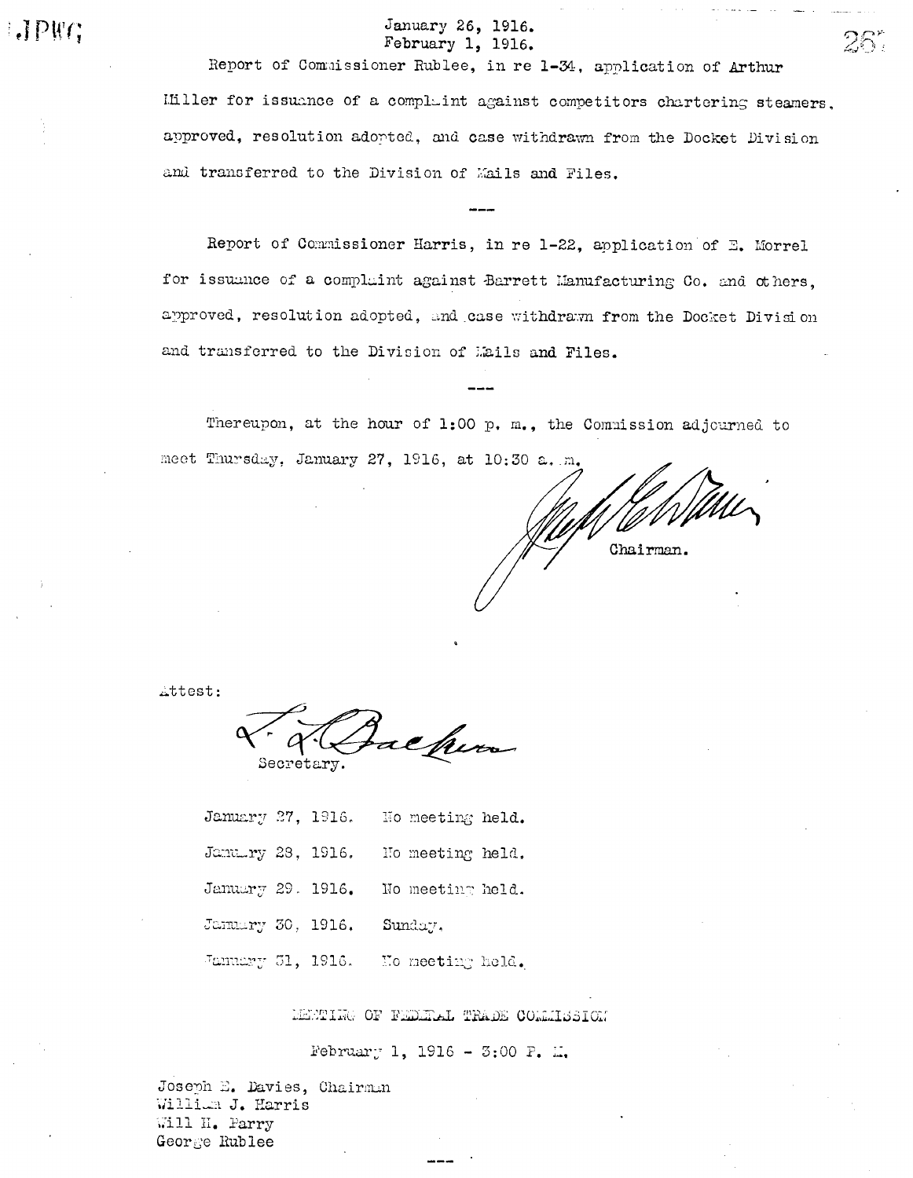January 26, 1916.
February 1, 1916.

Report of Commissioner Rublee, in re 1-34, application of Arthur Miller for issuance of a complaint against competitors chartering steamers, approved, resolution adopted, and case withdrawn from the Docket Division and transferred to the Division of Mails and Files.

---

Report of Commissioner Harris, in re 1-22, application of E. Morrel for issuance of a complaint against Barrett Manufacturing Co. and others, approved, resolution adopted, and case withdrawn from the Docket Division and transferred to the Division of Mails and Files.

---

Thereupon, at the hour of 1:00 p. m., the Commission adjourned to meet Thursday, January 27, 1916, at 10:30 a. m.

Chairman.

Attest:

Secretary.

January 27, 1916. No meeting held.

January 28, 1916. No meeting held.

January 29. 1916. No meeting held.

January 30, 1916. Sunday.

January 31, 1916. No meeting held.

MEETING OF FEDERAL TRADE COMMISSION

February 1, 1916 - 3:00 P. M.

Joseph E. Davies, Chairman
William J. Harris
Will H. Parry
George Rublee

---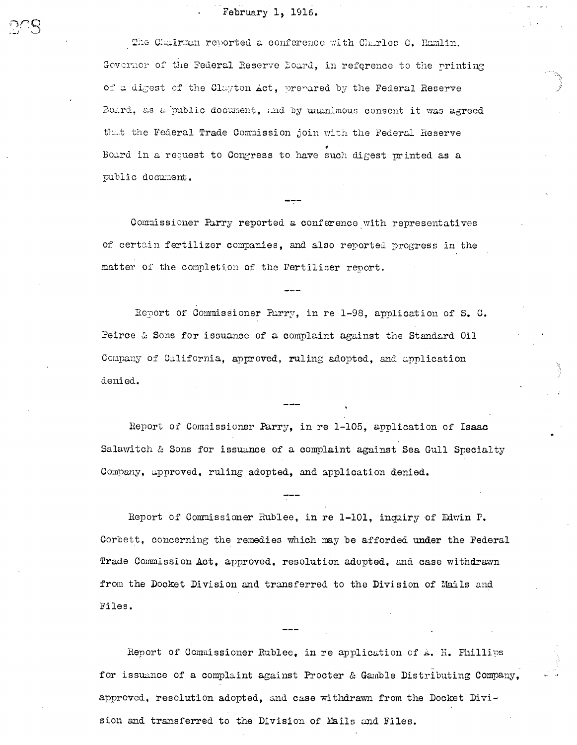February 1, 1916.

The Chairman reported a conference with Charles C. Hamlin, Governor of the Federal Reserve Board, in reference to the printing of a digest of the Clayton Act, prepared by the Federal Reserve Board, as a public document, and by unanimous consent it was agreed that the Federal Trade Commission join with the Federal Reserve Board in a request to Congress to have such digest printed as a public document.

---

Commissioner Parry reported a conference with representatives of certain fertilizer companies, and also reported progress in the matter of the completion of the Fertilizer report.

---

Report of Commissioner Parry, in re 1-98, application of S. C. Peirce & Sons for issuance of a complaint against the Standard Oil Company of California, approved, ruling adopted, and application denied.

---

Report of Commissioner Parry, in re 1-105, application of Isaac Salawitch & Sons for issuance of a complaint against Sea Gull Specialty Company, approved, ruling adopted, and application denied.

---

Report of Commissioner Rublee, in re 1-101, inquiry of Edwin P. Corbett, concerning the remedies which may be afforded under the Federal Trade Commission Act, approved, resolution adopted, and case withdrawn from the Docket Division and transferred to the Division of Mails and Files.

---

Report of Commissioner Rublee, in re application of A. H. Phillips for issuance of a complaint against Procter & Gamble Distributing Company, approved, resolution adopted, and case withdrawn from the Docket Division and transferred to the Division of Mails and Files.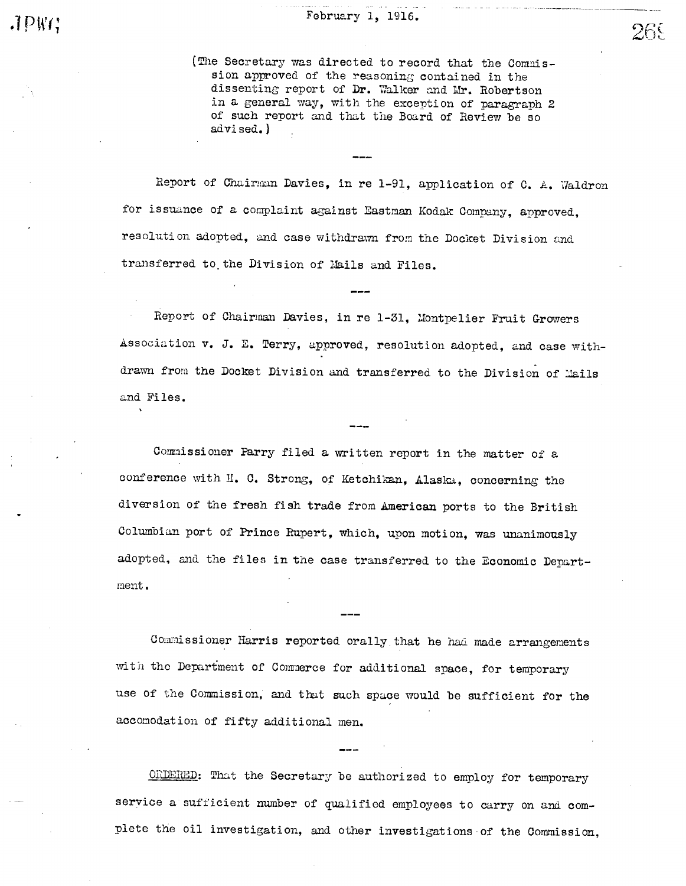February 1, 1916.

(The Secretary was directed to record that the Commission approved of the reasoning contained in the dissenting report of Dr. Walker and Mr. Robertson in a general way, with the exception of paragraph 2 of such report and that the Board of Review be so advised.)

---

Report of Chairman Davies, in re 1-91, application of C. A. Waldron for issuance of a complaint against Eastman Kodak Company, approved, resolution adopted, and case withdrawn from the Docket Division and transferred to the Division of Mails and Files.

---

Report of Chairman Davies, in re 1-31, Montpelier Fruit Growers Association v. J. E. Terry, approved, resolution adopted, and case withdrawn from the Docket Division and transferred to the Division of Mails and Files.

---

Commissioner Parry filed a written report in the matter of a conference with H. C. Strong, of Ketchikan, Alaska, concerning the diversion of the fresh fish trade from American ports to the British Columbian port of Prince Rupert, which, upon motion, was unanimously adopted, and the files in the case transferred to the Economic Department.

---

Commissioner Harris reported orally that he had made arrangements with the Department of Commerce for additional space, for temporary use of the Commission, and that such space would be sufficient for the accomodation of fifty additional men.

---

ORDERED: That the Secretary be authorized to employ for temporary service a sufficient number of qualified employees to carry on and complete the oil investigation, and other investigations of the Commission,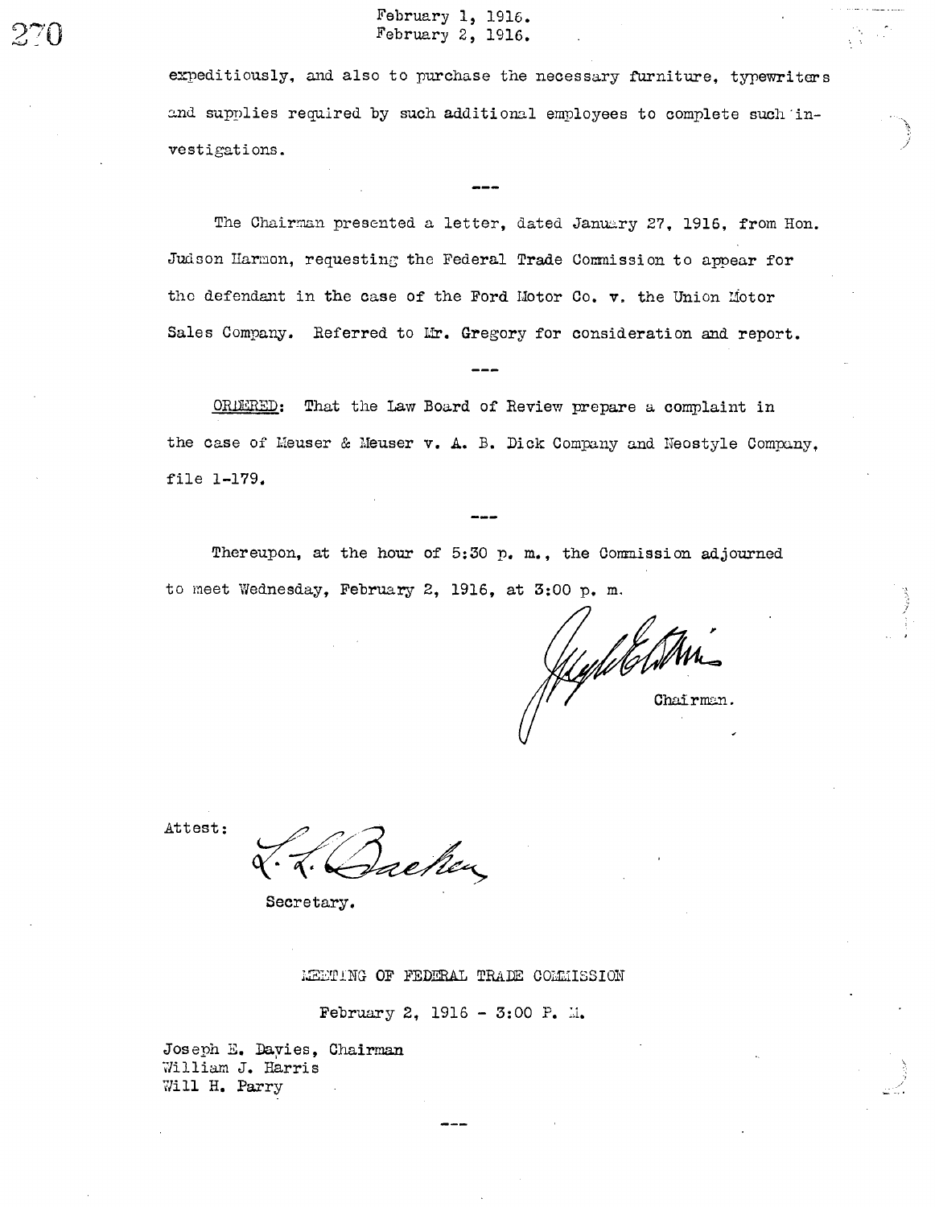expeditiously, and also to purchase the necessary furniture, typewriters and supplies required by such additional employees to complete such investigations.

---

The Chairman presented a letter, dated January 27, 1916, from Hon. Judson Harmon, requesting the Federal Trade Commission to appear for the defendant in the case of the Ford Motor Co. v. the Union Motor Sales Company. Referred to Mr. Gregory for consideration and report.

---

ORDERED: That the Law Board of Review prepare a complaint in the case of Meuser & Meuser v. A. B. Dick Company and Neostyle Company, file 1-179.

---

Thereupon, at the hour of 5:30 p. m., the Commission adjourned to meet Wednesday, February 2, 1916, at 3:00 p. m.

Chairman.

Attest:

Secretary.

## MEETING OF FEDERAL TRADE COMMISSION

February 2, 1916 - 3:00 P. M.

Joseph E. Davies, Chairman
William J. Harris
Will H. Parry

---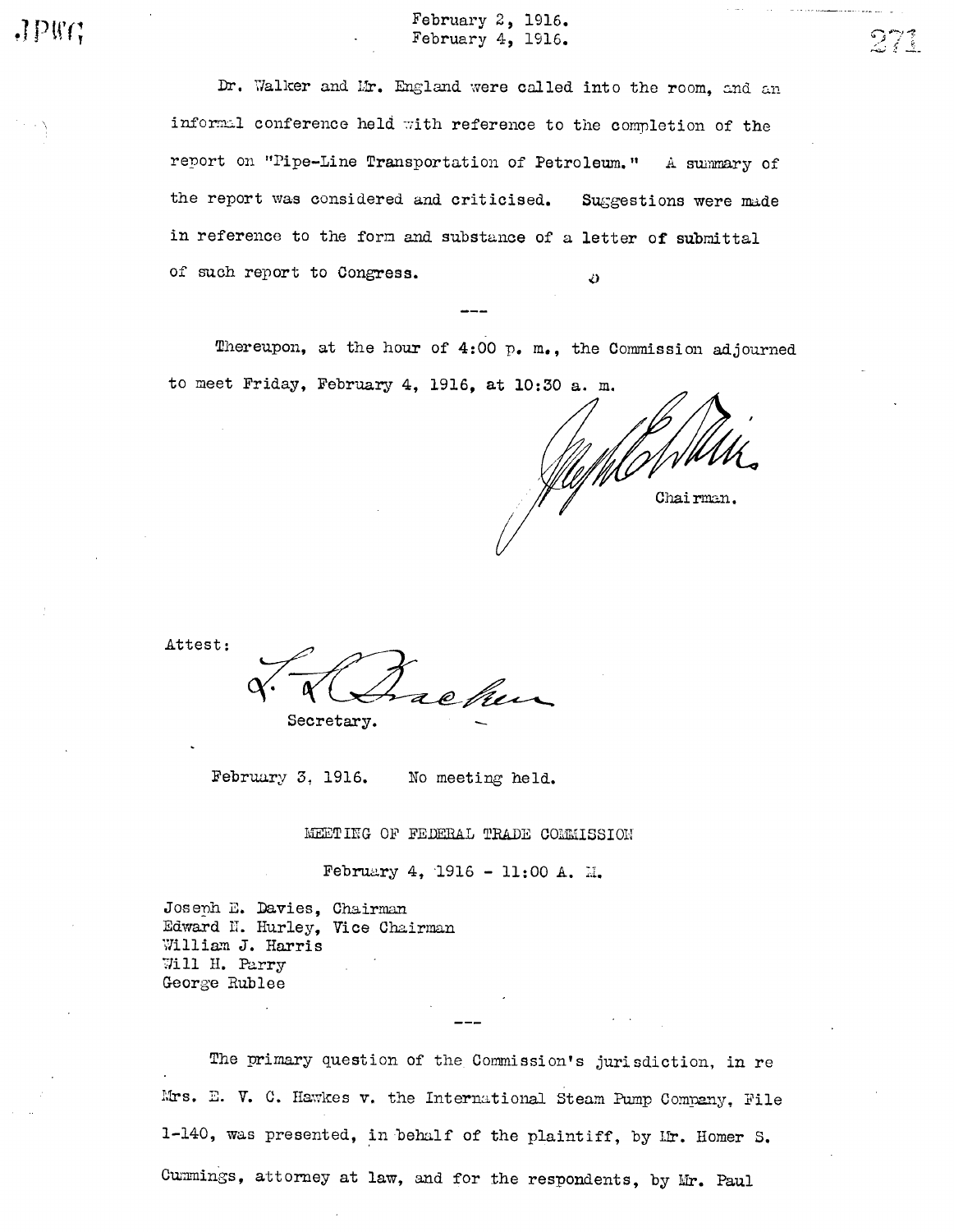February 2, 1916.
February 4, 1916.

Dr. Walker and Mr. England were called into the room, and an informal conference held with reference to the completion of the report on "Pipe-Line Transportation of Petroleum." A summary of the report was considered and criticised. Suggestions were made in reference to the form and substance of a letter of submittal of such report to Congress.

---

Thereupon, at the hour of 4:00 p. m., the Commission adjourned to meet Friday, February 4, 1916, at 10:30 a. m.

Chairman.

Attest:

Secretary.

February 3, 1916. No meeting held.

MEETING OF FEDERAL TRADE COMMISSION

February 4, 1916 - 11:00 A. M.

Joseph E. Davies, Chairman
Edward N. Hurley, Vice Chairman
William J. Harris
Will H. Parry
George Rublee

---

The primary question of the Commission's jurisdiction, in re Mrs. E. V. C. Hawkes v. the International Steam Pump Company, File 1-140, was presented, in behalf of the plaintiff, by Mr. Homer S. Cummings, attorney at law, and for the respondents, by Mr. Paul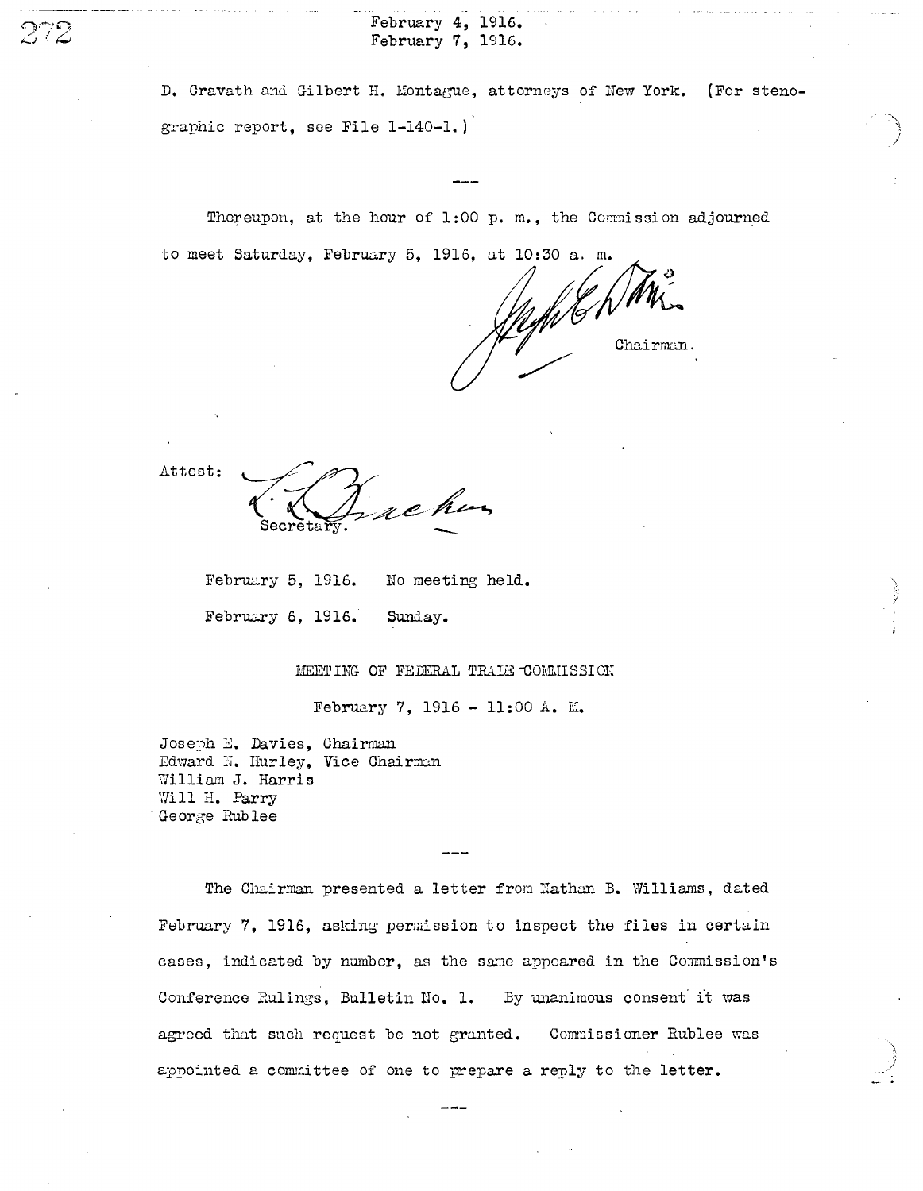D. Cravath and Gilbert H. Montague, attorneys of New York. (For stenographic report, see File 1-140-1.)

---

Thereupon, at the hour of 1:00 p. m., the Commission adjourned to meet Saturday, February 5, 1916, at 10:30 a. m.

Chairman.

Attest:

Secretary.

February 5, 1916. No meeting held.

February 6, 1916. Sunday.

MEETING OF FEDERAL TRADE COMMISSION

February 7, 1916 - 11:00 A. M.

Joseph E. Davies, Chairman
Edward N. Hurley, Vice Chairman
William J. Harris
Will H. Parry
George Rublee

---

The Chairman presented a letter from Nathan B. Williams, dated February 7, 1916, asking permission to inspect the files in certain cases, indicated by number, as the same appeared in the Commission's Conference Rulings, Bulletin No. 1. By unanimous consent it was agreed that such request be not granted. Commissioner Rublee was appointed a committee of one to prepare a reply to the letter.

---